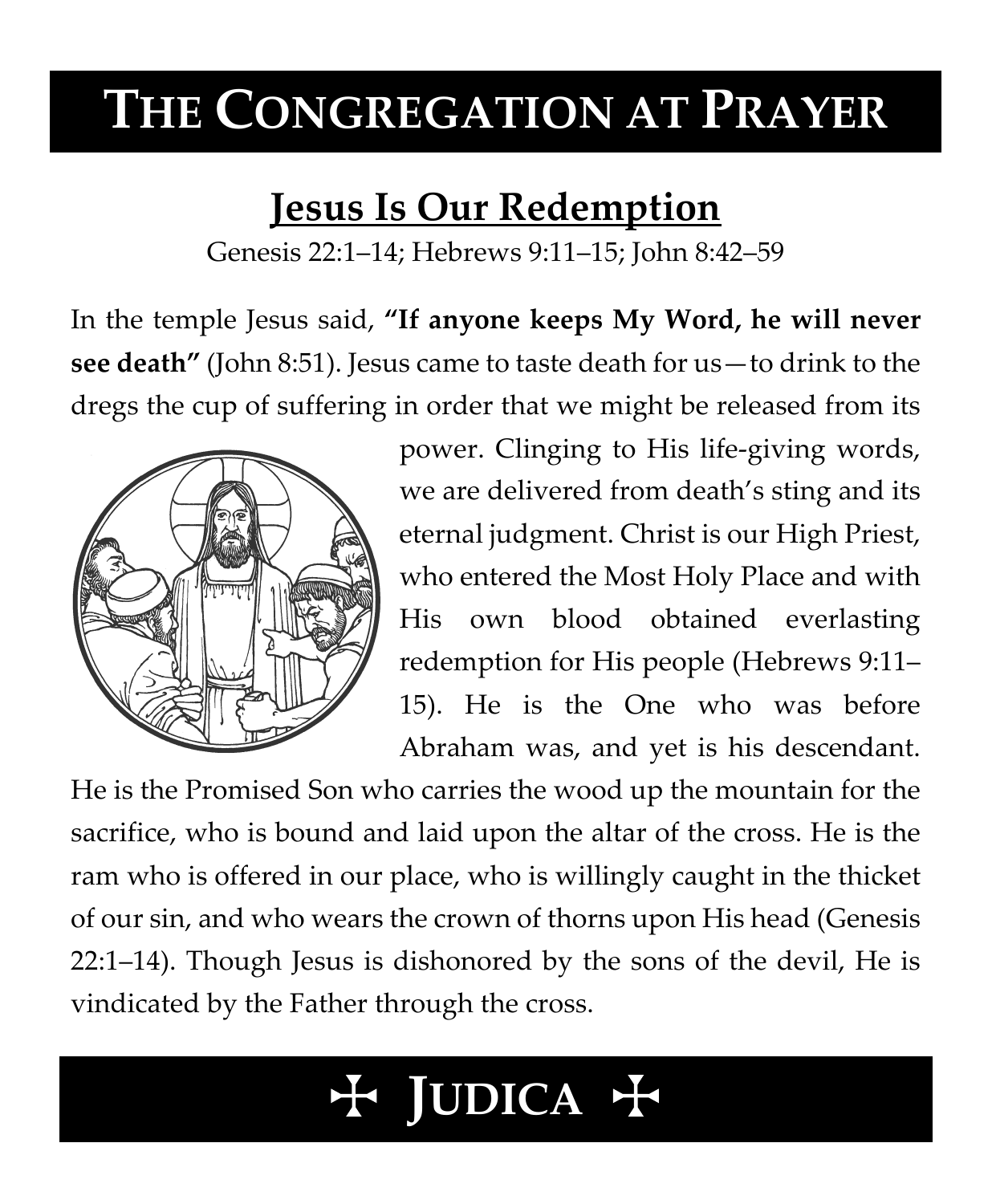# THE CONGREGATION AT PRAYER

## Jesus Is Our Redemption

Genesis 22:1–14; Hebrews 9:11–15; John 8:42–59

In the temple Jesus said, **"If anyone keeps My Word, he will never see death"** (John 8:51). Jesus came to taste death for us—to drink to the dregs the cup of suffering in order that we might be released from its power. Clinging to His life-giving words, we are delivered from death's sting and its eternal judgment. Christ is our High Priest, who entered the Most Holy Place and with His own blood obtained everlasting redemption for His people (Hebrews 9:11–15). He is the One who was before Abraham was, and yet is his descendant. He is the Promised Son who carries the wood up the mountain for the sacrifice, who is bound and laid upon the altar of the cross. He is the ram who is offered in our place, who is willingly caught in the thicket of our sin, and who wears the crown of thorns upon His head (Genesis 22:1–14). Though Jesus is dishonored by the sons of the devil, He is vindicated by the Father through the cross.

## ☩ JUDICA ☩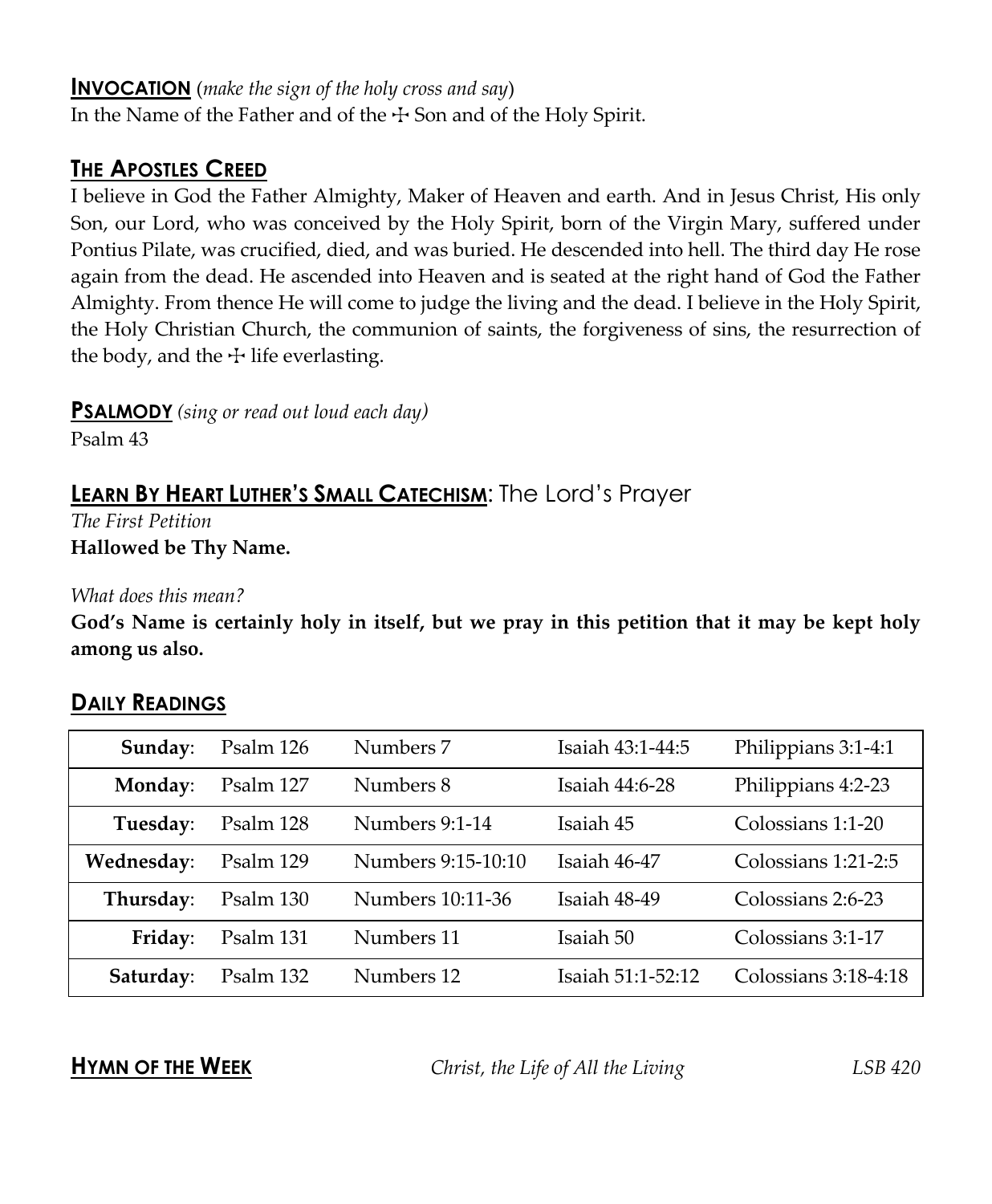## **INVOCATION** (*make the sign of the holy cross and say*)

In the Name of the Father and of the ☩ Son and of the Holy Spirit.

## **THE APOSTLES CREED**

I believe in God the Father Almighty, Maker of Heaven and earth. And in Jesus Christ, His only Son, our Lord, who was conceived by the Holy Spirit, born of the Virgin Mary, suffered under Pontius Pilate, was crucified, died, and was buried. He descended into hell. The third day He rose again from the dead. He ascended into Heaven and is seated at the right hand of God the Father Almighty. From thence He will come to judge the living and the dead. I believe in the Holy Spirit, the Holy Christian Church, the communion of saints, the forgiveness of sins, the resurrection of the body, and the ☩ life everlasting.

## **PSALMODY** *(sing or read out loud each day)*

Psalm 43

## **LEARN BY HEART LUTHER'S SMALL CATECHISM**: The Lord's Prayer

*The First Petition*

**Hallowed be Thy Name.**

*What does this mean?*

**God's Name is certainly holy in itself, but we pray in this petition that it may be kept holy among us also.**

## **DAILY READINGS**

| | | | | |
|---|---|---|---|---|
| **Sunday**: | Psalm 126 | Numbers 7 | Isaiah 43:1-44:5 | Philippians 3:1-4:1 |
| **Monday**: | Psalm 127 | Numbers 8 | Isaiah 44:6-28 | Philippians 4:2-23 |
| **Tuesday**: | Psalm 128 | Numbers 9:1-14 | Isaiah 45 | Colossians 1:1-20 |
| **Wednesday**: | Psalm 129 | Numbers 9:15-10:10 | Isaiah 46-47 | Colossians 1:21-2:5 |
| **Thursday**: | Psalm 130 | Numbers 10:11-36 | Isaiah 48-49 | Colossians 2:6-23 |
| **Friday**: | Psalm 131 | Numbers 11 | Isaiah 50 | Colossians 3:1-17 |
| **Saturday**: | Psalm 132 | Numbers 12 | Isaiah 51:1-52:12 | Colossians 3:18-4:18 |

**HYMN OF THE WEEK** *Christ, the Life of All the Living* *LSB 420*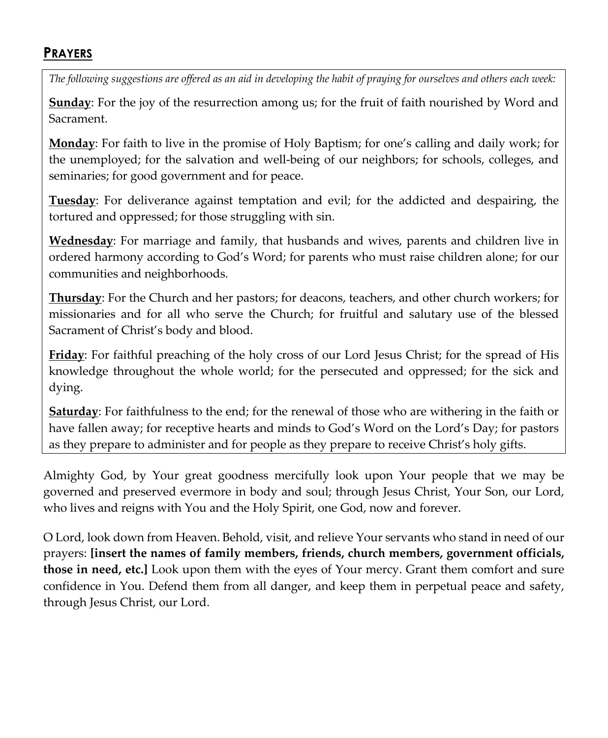## PRAYERS

*The following suggestions are offered as an aid in developing the habit of praying for ourselves and others each week:*

**Sunday**: For the joy of the resurrection among us; for the fruit of faith nourished by Word and Sacrament.

**Monday**: For faith to live in the promise of Holy Baptism; for one's calling and daily work; for the unemployed; for the salvation and well-being of our neighbors; for schools, colleges, and seminaries; for good government and for peace.

**Tuesday**: For deliverance against temptation and evil; for the addicted and despairing, the tortured and oppressed; for those struggling with sin.

**Wednesday**: For marriage and family, that husbands and wives, parents and children live in ordered harmony according to God's Word; for parents who must raise children alone; for our communities and neighborhoods.

**Thursday**: For the Church and her pastors; for deacons, teachers, and other church workers; for missionaries and for all who serve the Church; for fruitful and salutary use of the blessed Sacrament of Christ's body and blood.

**Friday**: For faithful preaching of the holy cross of our Lord Jesus Christ; for the spread of His knowledge throughout the whole world; for the persecuted and oppressed; for the sick and dying.

**Saturday**: For faithfulness to the end; for the renewal of those who are withering in the faith or have fallen away; for receptive hearts and minds to God's Word on the Lord's Day; for pastors as they prepare to administer and for people as they prepare to receive Christ's holy gifts.

Almighty God, by Your great goodness mercifully look upon Your people that we may be governed and preserved evermore in body and soul; through Jesus Christ, Your Son, our Lord, who lives and reigns with You and the Holy Spirit, one God, now and forever.

O Lord, look down from Heaven. Behold, visit, and relieve Your servants who stand in need of our prayers: **[insert the names of family members, friends, church members, government officials, those in need, etc.]** Look upon them with the eyes of Your mercy. Grant them comfort and sure confidence in You. Defend them from all danger, and keep them in perpetual peace and safety, through Jesus Christ, our Lord.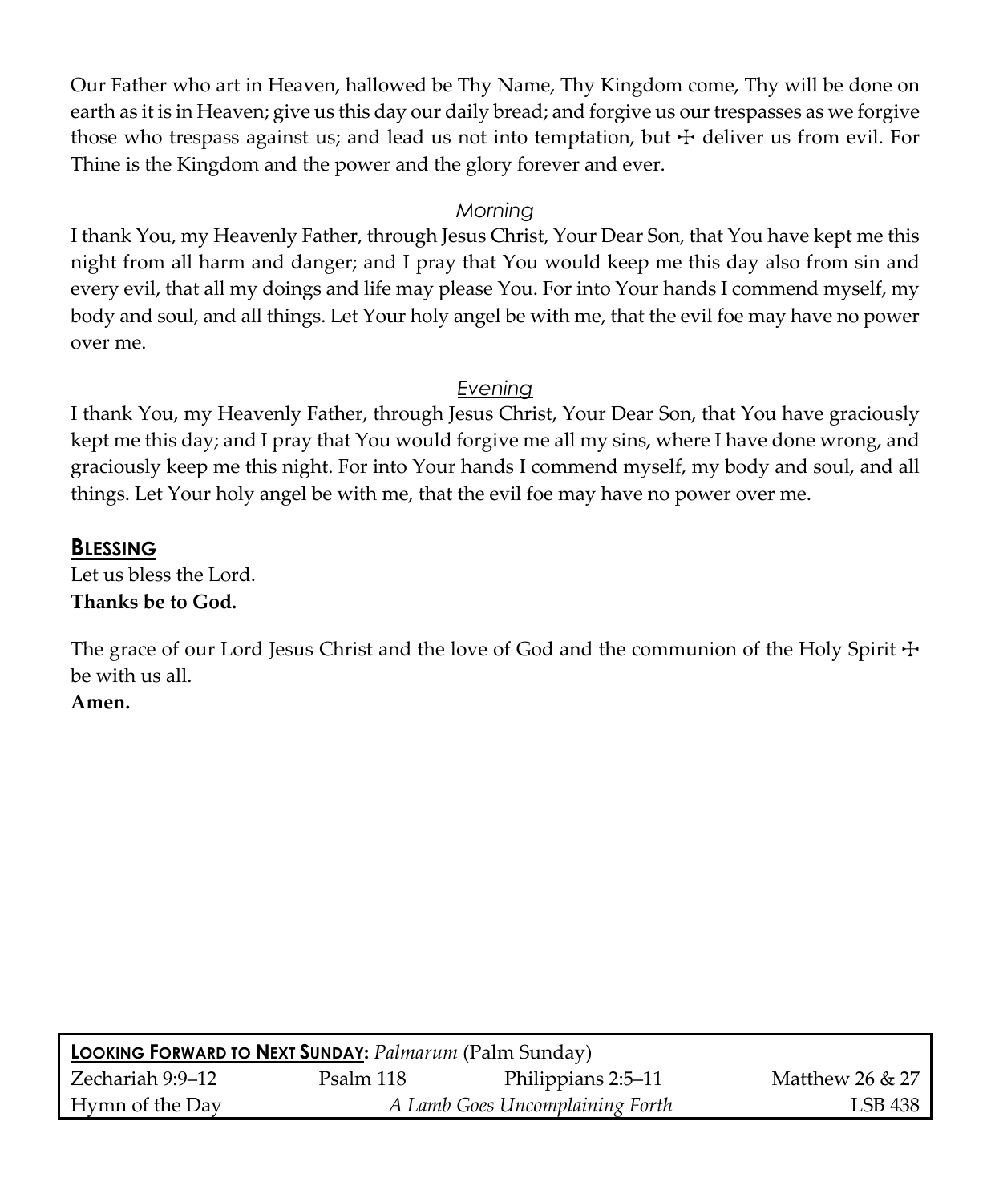Our Father who art in Heaven, hallowed be Thy Name, Thy Kingdom come, Thy will be done on earth as it is in Heaven; give us this day our daily bread; and forgive us our trespasses as we forgive those who trespass against us; and lead us not into temptation, but ☩ deliver us from evil. For Thine is the Kingdom and the power and the glory forever and ever.

*Morning*

I thank You, my Heavenly Father, through Jesus Christ, Your Dear Son, that You have kept me this night from all harm and danger; and I pray that You would keep me this day also from sin and every evil, that all my doings and life may please You. For into Your hands I commend myself, my body and soul, and all things. Let Your holy angel be with me, that the evil foe may have no power over me.

*Evening*

I thank You, my Heavenly Father, through Jesus Christ, Your Dear Son, that You have graciously kept me this day; and I pray that You would forgive me all my sins, where I have done wrong, and graciously keep me this night. For into Your hands I commend myself, my body and soul, and all things. Let Your holy angel be with me, that the evil foe may have no power over me.

## BLESSING

Let us bless the Lord.
**Thanks be to God.**

The grace of our Lord Jesus Christ and the love of God and the communion of the Holy Spirit ☩ be with us all.
**Amen.**

| **LOOKING FORWARD TO NEXT SUNDAY:** *Palmarum* (Palm Sunday) | | | |
|---|---|---|---|
| Zechariah 9:9–12 | Psalm 118 | Philippians 2:5–11 | Matthew 26 & 27 |
| Hymn of the Day | *A Lamb Goes Uncomplaining Forth* | | LSB 438 |